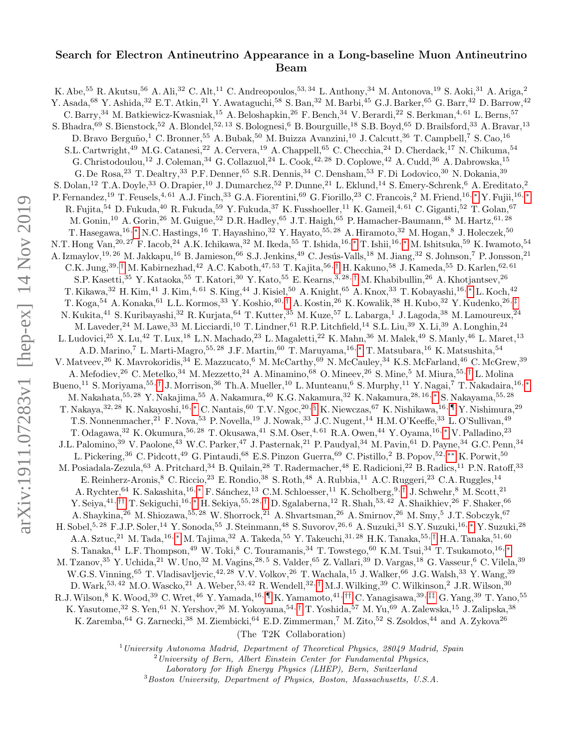# Search for Electron Antineutrino Appearance in a Long-baseline Muon Antineutrino Beam

K. Abe,[55] R. Akutsu,[56] A. Ali,[32] C. Alt,[11] C. Andreopoulos,[53,34] L. Anthony,[34] M. Antonova,[19] S. Aoki,[31] A. Ariga,[2] Y. Asada,[68] Y. Ashida,[32] E.T. Atkin,[21] Y. Awataguchi,[58] S. Ban,[32] M. Barbi,[45] G.J. Barker,[65] G. Barr,[42] D. Barrow,[42] C. Barry,[34] M. Batkiewicz-Kwasniak,[15] A. Beloshapkin,[26] F. Bench,[34] V. Berardi,[22] S. Berkman,[4,61] L. Berns,[57] S. Bhadra,[69] S. Bienstock,[52] A. Blondel,[52,13] S. Bolognesi,[6] B. Bourguille,[18] S.B. Boyd,[65] D. Brailsford,[33] A. Bravar,[13] D. Bravo Berguño,[1] C. Bronner,[55] A. Bubak,[50] M. Buizza Avanzini,[10] J. Calcutt,[36] T. Campbell,[7] S. Cao,[16] S.L. Cartwright,[49] M.G. Catanesi,[22] A. Cervera,[19] A. Chappell,[65] C. Checchia,[24] D. Cherdack,[17] N. Chikuma,[54] G. Christodoulou,[12] J. Coleman,[34] G. Collazuol,[24] L. Cook,[42,28] D. Coplowe,[42] A. Cudd,[36] A. Dabrowska,[15] G. De Rosa,[23] T. Dealtry,[33] P.F. Denner,[65] S.R. Dennis,[34] C. Densham,[53] F. Di Lodovico,[30] N. Dokania,[39] S. Dolan,[12] T.A. Doyle,[33] O. Drapier,[10] J. Dumarchez,[52] P. Dunne,[21] L. Eklund,[14] S. Emery-Schrenk,[6] A. Ereditato,[2] P. Fernandez,[19] T. Feusels,[4,61] A.J. Finch,[33] G.A. Fiorentini,[69] G. Fiorillo,[23] C. Francois,[2] M. Friend,[16,*] Y. Fujii,[16,*] R. Fujita,[54] D. Fukuda,[40] R. Fukuda,[59] Y. Fukuda,[37] K. Fusshoeller,[11] K. Gameil,[4,61] C. Giganti,[52] T. Golan,[67] M. Gonin,[10] A. Gorin,[26] M. Guigue,[52] D.R. Hadley,[65] J.T. Haigh,[65] P. Hamacher-Baumann,[48] M. Hartz,[61,28] T. Hasegawa,[16,*] N.C. Hastings,[16] T. Hayashino,[32] Y. Hayato,[55,28] A. Hiramoto,[32] M. Hogan,[8] J. Holeczek,[50] N.T. Hong Van,[20,27] F. Iacob,[24] A.K. Ichikawa,[32] M. Ikeda,[55] T. Ishida,[16,*] T. Ishii,[16,*] M. Ishitsuka,[59] K. Iwamoto,[54] A. Izmaylov,[19,26] M. Jakkapu,[16] B. Jamieson,[66] S.J. Jenkins,[49] C. Jesús-Valls,[18] M. Jiang,[32] S. Johnson,[7] P. Jonsson,[21] C.K. Jung,[39,†] M. Kabirnezhad,[42] A.C. Kaboth,[47,53] T. Kajita,[56,†] H. Kakuno,[58] J. Kameda,[55] D. Karlen,[62,61] S.P. Kasetti,[35] Y. Kataoka,[55] T. Katori,[30] Y. Kato,[55] E. Kearns,[3,28,†] M. Khabibullin,[26] A. Khotjantsev,[26] T. Kikawa,[32] H. Kim,[41] J. Kim,[4,61] S. King,[44] J. Kisiel,[50] A. Knight,[65] A. Knox,[33] T. Kobayashi,[16,*] L. Koch,[42] T. Koga,[54] A. Konaka,[61] L.L. Kormos,[33] Y. Koshio,[40,†] A. Kostin,[26] K. Kowalik,[38] H. Kubo,[32] Y. Kudenko,[26,‡] N. Kukita,[41] S. Kuribayashi,[32] R. Kurjata,[64] T. Kutter,[35] M. Kuze,[57] L. Labarga,[1] J. Lagoda,[38] M. Lamoureux,[24] M. Laveder,[24] M. Lawe,[33] M. Licciardi,[10] T. Lindner,[61] R.P. Litchfield,[14] S.L. Liu,[39] X. Li,[39] A. Longhin,[24] L. Ludovici,[25] X. Lu,[42] T. Lux,[18] L.N. Machado,[23] L. Magaletti,[22] K. Mahn,[36] M. Malek,[49] S. Manly,[46] L. Maret,[13] A.D. Marino,[7] L. Marti-Magro,[55,28] J.F. Martin,[60] T. Maruyama,[16,*] T. Matsubara,[16] K. Matsushita,[54] V. Matveev,[26] K. Mavrokoridis,[34] E. Mazzucato,[6] M. McCarthy,[69] N. McCauley,[34] K.S. McFarland,[46] C. McGrew,[39] A. Mefodiev,[26] C. Metelko,[34] M. Mezzetto,[24] A. Minamino,[68] O. Mineev,[26] S. Mine,[5] M. Miura,[55,†] L. Molina Bueno,[11] S. Moriyama,[55,†] J. Morrison,[36] Th.A. Mueller,[10] L. Munteanu,[6] S. Murphy,[11] Y. Nagai,[7] T. Nakadaira,[16,*] M. Nakahata,[55,28] Y. Nakajima,[55] A. Nakamura,[40] K.G. Nakamura,[32] K. Nakamura,[28,16,*] S. Nakayama,[55,28] T. Nakaya,[32,28] K. Nakayoshi,[16,*] C. Nantais,[60] T.V. Ngoc,[20,§] K. Niewczas,[67] K. Nishikawa,[16,¶] Y. Nishimura,[29] T.S. Nonnenmacher,[21] F. Nova,[53] P. Novella,[19] J. Nowak,[33] J.C. Nugent,[14] H.M. O'Keeffe,[33] L. O'Sullivan,[49] T. Odagawa,[32] K. Okumura,[56,28] T. Okusawa,[41] S.M. Oser,[4,61] R.A. Owen,[44] Y. Oyama,[16,*] V. Palladino,[23] J.L. Palomino,[39] V. Paolone,[43] W.C. Parker,[47] J. Pasternak,[21] P. Paudyal,[34] M. Pavin,[61] D. Payne,[34] G.C. Penn,[34] L. Pickering,[36] C. Pidcott,[49] G. Pintaudi,[68] E.S. Pinzon Guerra,[69] C. Pistillo,[2] B. Popov,[52,**] K. Porwit,[50] M. Posiadala-Zezula,[63] A. Pritchard,[34] B. Quilain,[28] T. Radermacher,[48] E. Radicioni,[22] B. Radics,[11] P.N. Ratoff,[33] E. Reinherz-Aronis,[8] C. Riccio,[23] E. Rondio,[38] S. Roth,[48] A. Rubbia,[11] A.C. Ruggeri,[23] C.A. Ruggles,[14] A. Rychter,[64] K. Sakashita,[16,*] F. Sánchez,[13] C.M. Schloesser,[11] K. Scholberg,[9,†] J. Schwehr,[8] M. Scott,[21] Y. Seiya,[41,††] T. Sekiguchi,[16,*] H. Sekiya,[55,28,†] D. Sgalaberna,[12] R. Shah,[53,42] A. Shaikhiev,[26] F. Shaker,[66] A. Shaykina,[26] M. Shiozawa,[55,28] W. Shorrock,[21] A. Shvartsman,[26] A. Smirnov,[26] M. Smy,[5] J.T. Sobczyk,[67] H. Sobel,[5,28] F.J.P. Soler,[14] Y. Sonoda,[55] J. Steinmann,[48] S. Suvorov,[26,6] A. Suzuki,[31] S.Y. Suzuki,[16,*] Y. Suzuki,[28] A.A. Sztuc,[21] M. Tada,[16,*] M. Tajima,[32] A. Takeda,[55] Y. Takeuchi,[31,28] H.K. Tanaka,[55,†] H.A. Tanaka,[51,60] S. Tanaka,[41] L.F. Thompson,[49] W. Toki,[8] C. Touramanis,[34] T. Towstego,[60] K.M. Tsui,[34] T. Tsukamoto,[16,*] M. Tzanov,[35] Y. Uchida,[21] W. Uno,[32] M. Vagins,[28,5] S. Valder,[65] Z. Vallari,[39] D. Vargas,[18] G. Vasseur,[6] C. Vilela,[39] W.G.S. Vinning,[65] T. Vladisavljevic,[42,28] V.V. Volkov,[26] T. Wachala,[15] J. Walker,[66] J.G. Walsh,[33] Y. Wang,[39] D. Wark,[53,42] M.O. Wascko,[21] A. Weber,[53,42] R. Wendell,[32,†] M.J. Wilking,[39] C. Wilkinson,[2] J.R. Wilson,[30] R.J. Wilson,[8] K. Wood,[39] C. Wret,[46] Y. Yamada,[16,¶] K. Yamamoto,[41,††] C. Yanagisawa,[39,‡‡] G. Yang,[39] T. Yano,[55] K. Yasutome,[32] S. Yen,[61] N. Yershov,[26] M. Yokoyama,[54,†] T. Yoshida,[57] M. Yu,[69] A. Zalewska,[15] J. Zalipska,[38] K. Zaremba,[64] G. Zarnecki,[38] M. Ziembicki,[64] E.D. Zimmerman,[7] M. Zito,[52] S. Zsoldos,[44] and A. Zykova[26]

(The T2K Collaboration)

[1] *University Autonoma Madrid, Department of Theoretical Physics, 28049 Madrid, Spain*
[2] *University of Bern, Albert Einstein Center for Fundamental Physics, Laboratory for High Energy Physics (LHEP), Bern, Switzerland*
[3] *Boston University, Department of Physics, Boston, Massachusetts, U.S.A.*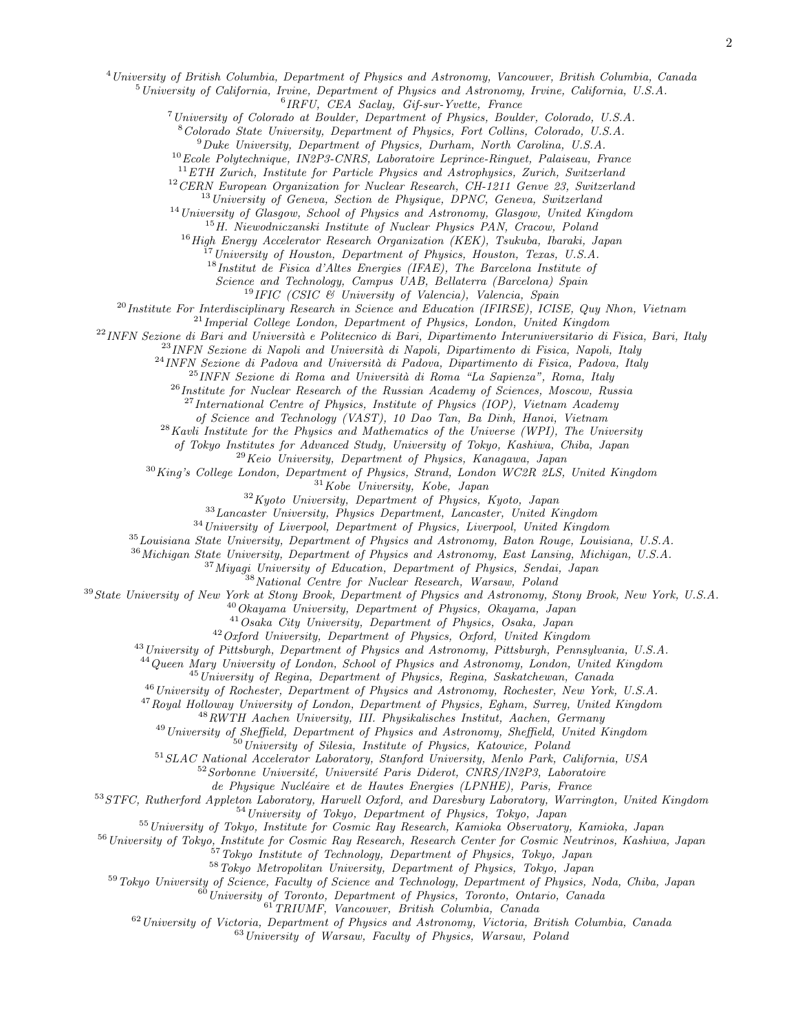[4] *University of British Columbia, Department of Physics and Astronomy, Vancouver, British Columbia, Canada*
[5] *University of California, Irvine, Department of Physics and Astronomy, Irvine, California, U.S.A.*
[6] *IRFU, CEA Saclay, Gif-sur-Yvette, France*
[7] *University of Colorado at Boulder, Department of Physics, Boulder, Colorado, U.S.A.*
[8] *Colorado State University, Department of Physics, Fort Collins, Colorado, U.S.A.*
[9] *Duke University, Department of Physics, Durham, North Carolina, U.S.A.*
[10] *Ecole Polytechnique, IN2P3-CNRS, Laboratoire Leprince-Ringuet, Palaiseau, France*
[11] *ETH Zurich, Institute for Particle Physics and Astrophysics, Zurich, Switzerland*
[12] *CERN European Organization for Nuclear Research, CH-1211 Genve 23, Switzerland*
[13] *University of Geneva, Section de Physique, DPNC, Geneva, Switzerland*
[14] *University of Glasgow, School of Physics and Astronomy, Glasgow, United Kingdom*
[15] *H. Niewodniczanski Institute of Nuclear Physics PAN, Cracow, Poland*
[16] *High Energy Accelerator Research Organization (KEK), Tsukuba, Ibaraki, Japan*
[17] *University of Houston, Department of Physics, Houston, Texas, U.S.A.*
[18] *Institut de Fisica d'Altes Energies (IFAE), The Barcelona Institute of Science and Technology, Campus UAB, Bellaterra (Barcelona) Spain*
[19] *IFIC (CSIC & University of Valencia), Valencia, Spain*
[20] *Institute For Interdisciplinary Research in Science and Education (IFIRSE), ICISE, Quy Nhon, Vietnam*
[21] *Imperial College London, Department of Physics, London, United Kingdom*
[22] *INFN Sezione di Bari and Università e Politecnico di Bari, Dipartimento Interuniversitario di Fisica, Bari, Italy*
[23] *INFN Sezione di Napoli and Università di Napoli, Dipartimento di Fisica, Napoli, Italy*
[24] *INFN Sezione di Padova and Università di Padova, Dipartimento di Fisica, Padova, Italy*
[25] *INFN Sezione di Roma and Università di Roma "La Sapienza", Roma, Italy*
[26] *Institute for Nuclear Research of the Russian Academy of Sciences, Moscow, Russia*
[27] *International Centre of Physics, Institute of Physics (IOP), Vietnam Academy of Science and Technology (VAST), 10 Dao Tan, Ba Dinh, Hanoi, Vietnam*
[28] *Kavli Institute for the Physics and Mathematics of the Universe (WPI), The University of Tokyo Institutes for Advanced Study, University of Tokyo, Kashiwa, Chiba, Japan*
[29] *Keio University, Department of Physics, Kanagawa, Japan*
[30] *King's College London, Department of Physics, Strand, London WC2R 2LS, United Kingdom*
[31] *Kobe University, Kobe, Japan*
[32] *Kyoto University, Department of Physics, Kyoto, Japan*
[33] *Lancaster University, Physics Department, Lancaster, United Kingdom*
[34] *University of Liverpool, Department of Physics, Liverpool, United Kingdom*
[35] *Louisiana State University, Department of Physics and Astronomy, Baton Rouge, Louisiana, U.S.A.*
[36] *Michigan State University, Department of Physics and Astronomy, East Lansing, Michigan, U.S.A.*
[37] *Miyagi University of Education, Department of Physics, Sendai, Japan*
[38] *National Centre for Nuclear Research, Warsaw, Poland*
[39] *State University of New York at Stony Brook, Department of Physics and Astronomy, Stony Brook, New York, U.S.A.*
[40] *Okayama University, Department of Physics, Okayama, Japan*
[41] *Osaka City University, Department of Physics, Osaka, Japan*
[42] *Oxford University, Department of Physics, Oxford, United Kingdom*
[43] *University of Pittsburgh, Department of Physics and Astronomy, Pittsburgh, Pennsylvania, U.S.A.*
[44] *Queen Mary University of London, School of Physics and Astronomy, London, United Kingdom*
[45] *University of Regina, Department of Physics, Regina, Saskatchewan, Canada*
[46] *University of Rochester, Department of Physics and Astronomy, Rochester, New York, U.S.A.*
[47] *Royal Holloway University of London, Department of Physics, Egham, Surrey, United Kingdom*
[48] *RWTH Aachen University, III. Physikalisches Institut, Aachen, Germany*
[49] *University of Sheffield, Department of Physics and Astronomy, Sheffield, United Kingdom*
[50] *University of Silesia, Institute of Physics, Katowice, Poland*
[51] *SLAC National Accelerator Laboratory, Stanford University, Menlo Park, California, USA*
[52] *Sorbonne Université, Université Paris Diderot, CNRS/IN2P3, Laboratoire de Physique Nucléaire et de Hautes Energies (LPNHE), Paris, France*
[53] *STFC, Rutherford Appleton Laboratory, Harwell Oxford, and Daresbury Laboratory, Warrington, United Kingdom*
[54] *University of Tokyo, Department of Physics, Tokyo, Japan*
[55] *University of Tokyo, Institute for Cosmic Ray Research, Kamioka Observatory, Kamioka, Japan*
[56] *University of Tokyo, Institute for Cosmic Ray Research, Research Center for Cosmic Neutrinos, Kashiwa, Japan*
[57] *Tokyo Institute of Technology, Department of Physics, Tokyo, Japan*
[58] *Tokyo Metropolitan University, Department of Physics, Tokyo, Japan*
[59] *Tokyo University of Science, Faculty of Science and Technology, Department of Physics, Noda, Chiba, Japan*
[60] *University of Toronto, Department of Physics, Toronto, Ontario, Canada*
[61] *TRIUMF, Vancouver, British Columbia, Canada*
[62] *University of Victoria, Department of Physics and Astronomy, Victoria, British Columbia, Canada*
[63] *University of Warsaw, Faculty of Physics, Warsaw, Poland*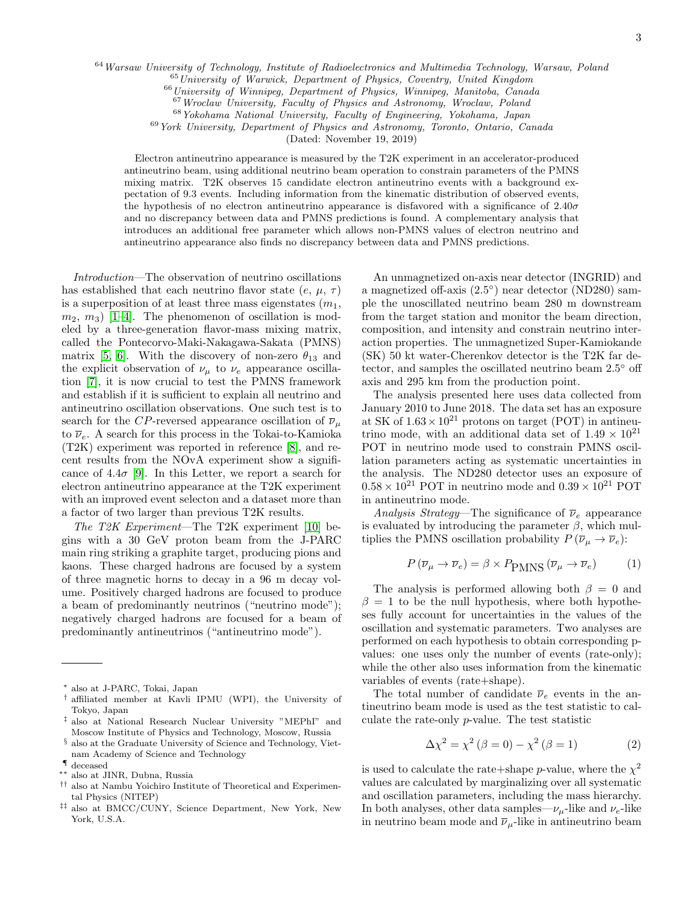[64] *Warsaw University of Technology, Institute of Radioelectronics and Multimedia Technology, Warsaw, Poland*
[65] *University of Warwick, Department of Physics, Coventry, United Kingdom*
[66] *University of Winnipeg, Department of Physics, Winnipeg, Manitoba, Canada*
[67] *Wroclaw University, Faculty of Physics and Astronomy, Wroclaw, Poland*
[68] *Yokohama National University, Faculty of Engineering, Yokohama, Japan*
[69] *York University, Department of Physics and Astronomy, Toronto, Ontario, Canada*
(Dated: November 19, 2019)

Electron antineutrino appearance is measured by the T2K experiment in an accelerator-produced antineutrino beam, using additional neutrino beam operation to constrain parameters of the PMNS mixing matrix. T2K observes 15 candidate electron antineutrino events with a background expectation of 9.3 events. Including information from the kinematic distribution of observed events, the hypothesis of no electron antineutrino appearance is disfavored with a significance of $2.40\sigma$ and no discrepancy between data and PMNS predictions is found. A complementary analysis that introduces an additional free parameter which allows non-PMNS values of electron neutrino and antineutrino appearance also finds no discrepancy between data and PMNS predictions.

*Introduction*—The observation of neutrino oscillations has established that each neutrino flavor state ($e$, $\mu$, $\tau$) is a superposition of at least three mass eigenstates ($m_1$, $m_2$, $m_3$) [1–4]. The phenomenon of oscillation is modeled by a three-generation flavor-mass mixing matrix, called the Pontecorvo-Maki-Nakagawa-Sakata (PMNS) matrix [5, 6]. With the discovery of non-zero $\theta_{13}$ and the explicit observation of $\nu_\mu$ to $\nu_e$ appearance oscillation [7], it is now crucial to test the PMNS framework and establish if it is sufficient to explain all neutrino and antineutrino oscillation observations. One such test is to search for the $CP$-reversed appearance oscillation of $\overline{\nu}_\mu$ to $\overline{\nu}_e$. A search for this process in the Tokai-to-Kamioka (T2K) experiment was reported in reference [8], and recent results from the NOvA experiment show a significance of $4.4\sigma$ [9]. In this Letter, we report a search for electron antineutrino appearance at the T2K experiment with an improved event selecton and a dataset more than a factor of two larger than previous T2K results.

*The T2K Experiment*—The T2K experiment [10] begins with a 30 GeV proton beam from the J-PARC main ring striking a graphite target, producing pions and kaons. These charged hadrons are focused by a system of three magnetic horns to decay in a 96 m decay volume. Positively charged hadrons are focused to produce a beam of predominantly neutrinos ("neutrino mode"); negatively charged hadrons are focused for a beam of predominantly antineutrinos ("antineutrino mode").

An unmagnetized on-axis near detector (INGRID) and a magnetized off-axis (2.5°) near detector (ND280) sample the unoscillated neutrino beam 280 m downstream from the target station and monitor the beam direction, composition, and intensity and constrain neutrino interaction properties. The unmagnetized Super-Kamiokande (SK) 50 kt water-Cherenkov detector is the T2K far detector, and samples the oscillated neutrino beam 2.5° off axis and 295 km from the production point.

The analysis presented here uses data collected from January 2010 to June 2018. The data set has an exposure at SK of $1.63 \times 10^{21}$ protons on target (POT) in antineutrino mode, with an additional data set of $1.49 \times 10^{21}$ POT in neutrino mode used to constrain PMNS oscillation parameters acting as systematic uncertainties in the analysis. The ND280 detector uses an exposure of $0.58 \times 10^{21}$ POT in neutrino mode and $0.39 \times 10^{21}$ POT in antineutrino mode.

*Analysis Strategy*—The significance of $\overline{\nu}_e$ appearance is evaluated by introducing the parameter $\beta$, which multiplies the PMNS oscillation probability $P\left(\overline{\nu}_\mu \rightarrow \overline{\nu}_e\right)$:

$$P\left(\overline{\nu}_\mu \rightarrow \overline{\nu}_e\right) = \beta \times P_{\text{PMNS}}\left(\overline{\nu}_\mu \rightarrow \overline{\nu}_e\right) \qquad (1)$$

The analysis is performed allowing both $\beta = 0$ and $\beta = 1$ to be the null hypothesis, where both hypotheses fully account for uncertainties in the values of the oscillation and systematic parameters. Two analyses are performed on each hypothesis to obtain corresponding p-values: one uses only the number of events (rate-only); while the other also uses information from the kinematic variables of events (rate+shape).

The total number of candidate $\overline{\nu}_e$ events in the antineutrino beam mode is used as the test statistic to calculate the rate-only $p$-value. The test statistic

$$\Delta\chi^2 = \chi^2\left(\beta = 0\right) - \chi^2\left(\beta = 1\right) \qquad (2)$$

is used to calculate the rate+shape $p$-value, where the $\chi^2$ values are calculated by marginalizing over all systematic and oscillation parameters, including the mass hierarchy. In both analyses, other data samples—$\nu_\mu$-like and $\nu_e$-like in neutrino beam mode and $\overline{\nu}_\mu$-like in antineutrino beam

---

* also at J-PARC, Tokai, Japan
† affiliated member at Kavli IPMU (WPI), the University of Tokyo, Japan
‡ also at National Research Nuclear University "MEPhI" and Moscow Institute of Physics and Technology, Moscow, Russia
§ also at the Graduate University of Science and Technology, Vietnam Academy of Science and Technology
¶ deceased
** also at JINR, Dubna, Russia
†† also at Nambu Yoichiro Institute of Theoretical and Experimental Physics (NITEP)
‡‡ also at BMCC/CUNY, Science Department, New York, New York, U.S.A.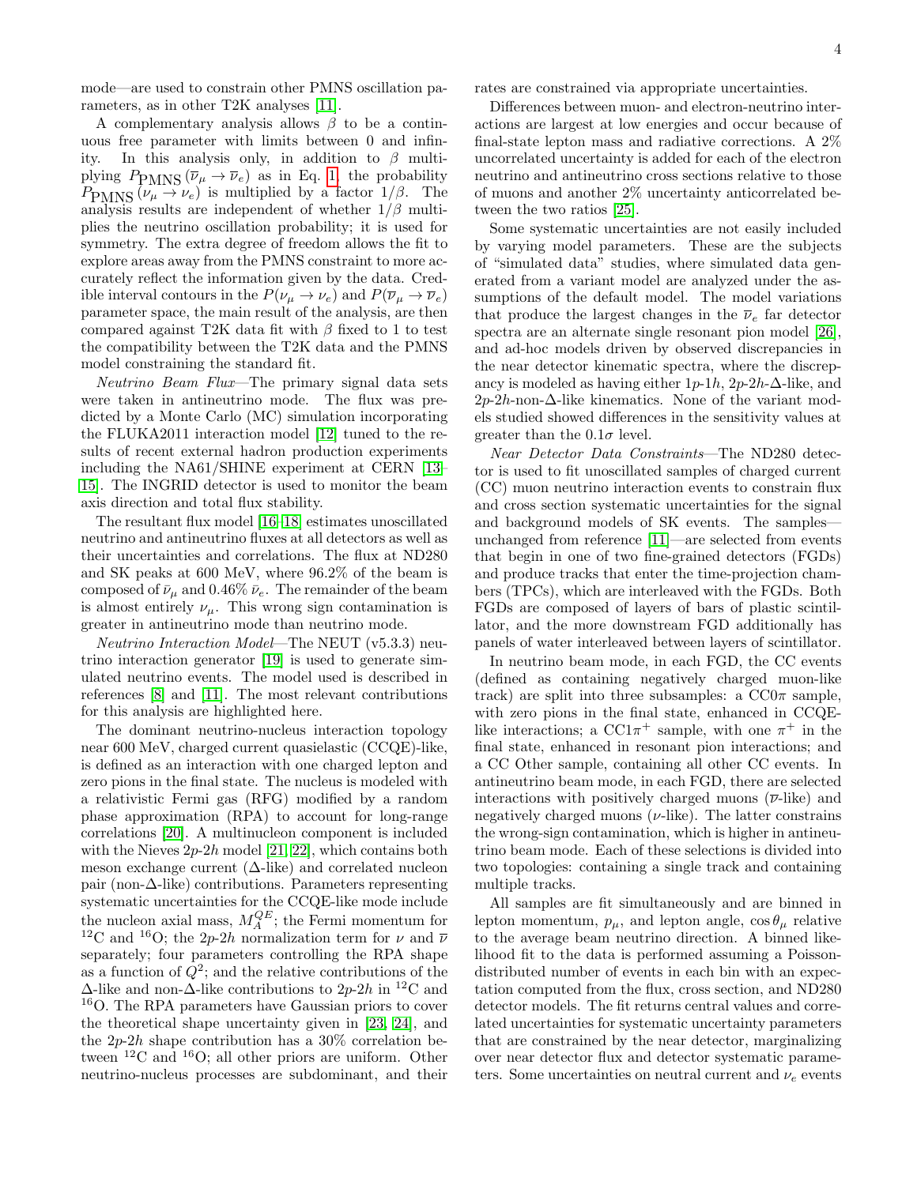mode—are used to constrain other PMNS oscillation parameters, as in other T2K analyses [11].

A complementary analysis allows $\beta$ to be a continuous free parameter with limits between 0 and infinity. In this analysis only, in addition to $\beta$ multiplying $P_{\text{PMNS}}(\overline{\nu}_\mu \to \overline{\nu}_e)$ as in Eq. 1, the probability $P_{\text{PMNS}}(\nu_\mu \to \nu_e)$ is multiplied by a factor $1/\beta$. The analysis results are independent of whether $1/\beta$ multiplies the neutrino oscillation probability; it is used for symmetry. The extra degree of freedom allows the fit to explore areas away from the PMNS constraint to more accurately reflect the information given by the data. Credible interval contours in the $P(\nu_\mu \to \nu_e)$ and $P(\overline{\nu}_\mu \to \overline{\nu}_e)$ parameter space, the main result of the analysis, are then compared against T2K data fit with $\beta$ fixed to 1 to test the compatibility between the T2K data and the PMNS model constraining the standard fit.

*Neutrino Beam Flux*—The primary signal data sets were taken in antineutrino mode. The flux was predicted by a Monte Carlo (MC) simulation incorporating the FLUKA2011 interaction model [12] tuned to the results of recent external hadron production experiments including the NA61/SHINE experiment at CERN [13–15]. The INGRID detector is used to monitor the beam axis direction and total flux stability.

The resultant flux model [16–18] estimates unoscillated neutrino and antineutrino fluxes at all detectors as well as their uncertainties and correlations. The flux at ND280 and SK peaks at 600 MeV, where 96.2% of the beam is composed of $\bar{\nu}_\mu$ and 0.46% $\bar{\nu}_e$. The remainder of the beam is almost entirely $\nu_\mu$. This wrong sign contamination is greater in antineutrino mode than neutrino mode.

*Neutrino Interaction Model*—The NEUT (v5.3.3) neutrino interaction generator [19] is used to generate simulated neutrino events. The model used is described in references [8] and [11]. The most relevant contributions for this analysis are highlighted here.

The dominant neutrino-nucleus interaction topology near 600 MeV, charged current quasielastic (CCQE)-like, is defined as an interaction with one charged lepton and zero pions in the final state. The nucleus is modeled with a relativistic Fermi gas (RFG) modified by a random phase approximation (RPA) to account for long-range correlations [20]. A multinucleon component is included with the Nieves $2p$-$2h$ model [21, 22], which contains both meson exchange current ($\Delta$-like) and correlated nucleon pair (non-$\Delta$-like) contributions. Parameters representing systematic uncertainties for the CCQE-like mode include the nucleon axial mass, $M_A^{QE}$; the Fermi momentum for $^{12}$C and $^{16}$O; the $2p$-$2h$ normalization term for $\nu$ and $\overline{\nu}$ separately; four parameters controlling the RPA shape as a function of $Q^2$; and the relative contributions of the $\Delta$-like and non-$\Delta$-like contributions to $2p$-$2h$ in $^{12}$C and $^{16}$O. The RPA parameters have Gaussian priors to cover the theoretical shape uncertainty given in [23, 24], and the $2p$-$2h$ shape contribution has a 30% correlation between $^{12}$C and $^{16}$O; all other priors are uniform. Other neutrino-nucleus processes are subdominant, and their rates are constrained via appropriate uncertainties.

Differences between muon- and electron-neutrino interactions are largest at low energies and occur because of final-state lepton mass and radiative corrections. A 2% uncorrelated uncertainty is added for each of the electron neutrino and antineutrino cross sections relative to those of muons and another 2% uncertainty anticorrelated between the two ratios [25].

Some systematic uncertainties are not easily included by varying model parameters. These are the subjects of "simulated data" studies, where simulated data generated from a variant model are analyzed under the assumptions of the default model. The model variations that produce the largest changes in the $\overline{\nu}_e$ far detector spectra are an alternate single resonant pion model [26], and ad-hoc models driven by observed discrepancies in the near detector kinematic spectra, where the discrepancy is modeled as having either $1p$-$1h$, $2p$-$2h$-$\Delta$-like, and $2p$-$2h$-non-$\Delta$-like kinematics. None of the variant models studied showed differences in the sensitivity values at greater than the $0.1\sigma$ level.

*Near Detector Data Constraints*—The ND280 detector is used to fit unoscillated samples of charged current (CC) muon neutrino interaction events to constrain flux and cross section systematic uncertainties for the signal and background models of SK events. The samples—unchanged from reference [11]—are selected from events that begin in one of two fine-grained detectors (FGDs) and produce tracks that enter the time-projection chambers (TPCs), which are interleaved with the FGDs. Both FGDs are composed of layers of bars of plastic scintillator, and the more downstream FGD additionally has panels of water interleaved between layers of scintillator.

In neutrino beam mode, in each FGD, the CC events (defined as containing negatively charged muon-like track) are split into three subsamples: a CC0$\pi$ sample, with zero pions in the final state, enhanced in CCQE-like interactions; a CC1$\pi^+$ sample, with one $\pi^+$ in the final state, enhanced in resonant pion interactions; and a CC Other sample, containing all other CC events. In antineutrino beam mode, in each FGD, there are selected interactions with positively charged muons ($\overline{\nu}$-like) and negatively charged muons ($\nu$-like). The latter constrains the wrong-sign contamination, which is higher in antineutrino beam mode. Each of these selections is divided into two topologies: containing a single track and containing multiple tracks.

All samples are fit simultaneously and are binned in lepton momentum, $p_\mu$, and lepton angle, $\cos\theta_\mu$ relative to the average beam neutrino direction. A binned likelihood fit to the data is performed assuming a Poisson-distributed number of events in each bin with an expectation computed from the flux, cross section, and ND280 detector models. The fit returns central values and correlated uncertainties for systematic uncertainty parameters that are constrained by the near detector, marginalizing over near detector flux and detector systematic parameters. Some uncertainties on neutral current and $\nu_e$ events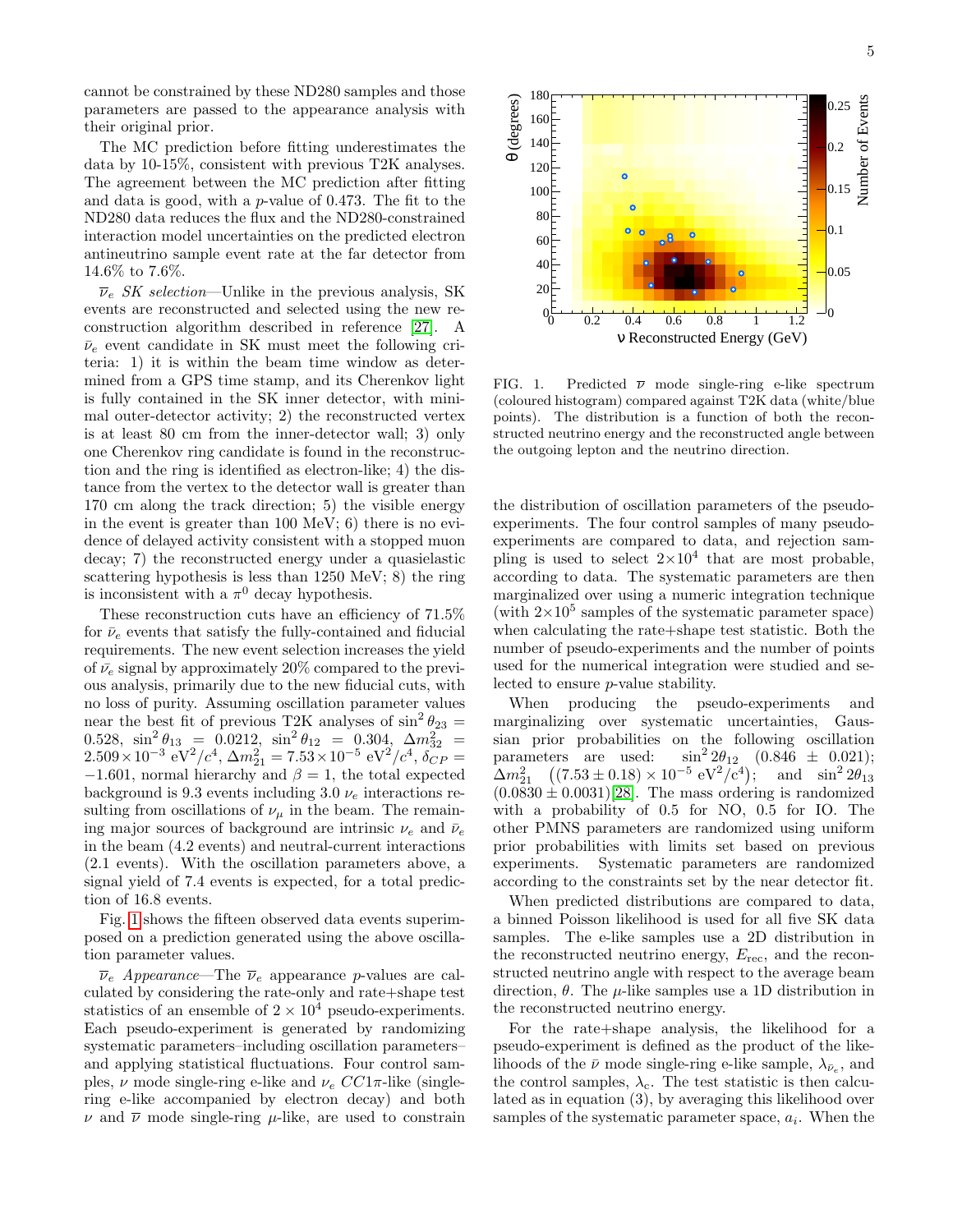cannot be constrained by these ND280 samples and those parameters are passed to the appearance analysis with their original prior.

The MC prediction before fitting underestimates the data by 10-15%, consistent with previous T2K analyses. The agreement between the MC prediction after fitting and data is good, with a $p$-value of 0.473. The fit to the ND280 data reduces the flux and the ND280-constrained interaction model uncertainties on the predicted electron antineutrino sample event rate at the far detector from 14.6% to 7.6%.

*$\overline{\nu}_e$ SK selection*—Unlike in the previous analysis, SK events are reconstructed and selected using the new reconstruction algorithm described in reference [27]. A $\bar{\nu}_e$ event candidate in SK must meet the following criteria: 1) it is within the beam time window as determined from a GPS time stamp, and its Cherenkov light is fully contained in the SK inner detector, with minimal outer-detector activity; 2) the reconstructed vertex is at least 80 cm from the inner-detector wall; 3) only one Cherenkov ring candidate is found in the reconstruction and the ring is identified as electron-like; 4) the distance from the vertex to the detector wall is greater than 170 cm along the track direction; 5) the visible energy in the event is greater than 100 MeV; 6) there is no evidence of delayed activity consistent with a stopped muon decay; 7) the reconstructed energy under a quasielastic scattering hypothesis is less than 1250 MeV; 8) the ring is inconsistent with a $\pi^0$ decay hypothesis.

These reconstruction cuts have an efficiency of 71.5% for $\bar{\nu}_e$ events that satisfy the fully-contained and fiducial requirements. The new event selection increases the yield of $\bar{\nu}_e$ signal by approximately 20% compared to the previous analysis, primarily due to the new fiducial cuts, with no loss of purity. Assuming oscillation parameter values near the best fit of previous T2K analyses of $\sin^2\theta_{23} = 0.528$, $\sin^2\theta_{13} = 0.0212$, $\sin^2\theta_{12} = 0.304$, $\Delta m^2_{32} = 2.509\times10^{-3}$ eV$^2$/$c^4$, $\Delta m^2_{21} = 7.53\times10^{-5}$ eV$^2$/$c^4$, $\delta_{CP} = -1.601$, normal hierarchy and $\beta = 1$, the total expected background is 9.3 events including 3.0 $\nu_e$ interactions resulting from oscillations of $\nu_\mu$ in the beam. The remaining major sources of background are intrinsic $\nu_e$ and $\bar{\nu}_e$ in the beam (4.2 events) and neutral-current interactions (2.1 events). With the oscillation parameters above, a signal yield of 7.4 events is expected, for a total prediction of 16.8 events.

Fig. 1 shows the fifteen observed data events superimposed on a prediction generated using the above oscillation parameter values.

FIG. 1. Predicted $\overline{\nu}$ mode single-ring e-like spectrum (coloured histogram) compared against T2K data (white/blue points). The distribution is a function of both the reconstructed neutrino energy and the reconstructed angle between the outgoing lepton and the neutrino direction.

*$\overline{\nu}_e$ Appearance*—The $\overline{\nu}_e$ appearance $p$-values are calculated by considering the rate-only and rate+shape test statistics of an ensemble of $2\times10^4$ pseudo-experiments. Each pseudo-experiment is generated by randomizing systematic parameters–including oscillation parameters–and applying statistical fluctuations. Four control samples, $\nu$ mode single-ring e-like and $\nu_e$ $CC1\pi$-like (single-ring e-like accompanied by electron decay) and both $\nu$ and $\overline{\nu}$ mode single-ring $\mu$-like, are used to constrain the distribution of oscillation parameters of the pseudo-experiments. The four control samples of many pseudo-experiments are compared to data, and rejection sampling is used to select $2\times10^4$ that are most probable, according to data. The systematic parameters are then marginalized over using a numeric integration technique (with $2\times10^5$ samples of the systematic parameter space) when calculating the rate+shape test statistic. Both the number of pseudo-experiments and the number of points used for the numerical integration were studied and selected to ensure $p$-value stability.

When producing the pseudo-experiments and marginalizing over systematic uncertainties, Gaussian prior probabilities on the following oscillation parameters are used: $\sin^2 2\theta_{12}$ $(0.846 \pm 0.021)$; $\Delta m^2_{21}$ $((7.53\pm0.18)\times10^{-5}$ eV$^2$/$c^4)$; and $\sin^2 2\theta_{13}$ $(0.0830\pm0.0031)$[28]. The mass ordering is randomized with a probability of 0.5 for NO, 0.5 for IO. The other PMNS parameters are randomized using uniform prior probabilities with limits set based on previous experiments. Systematic parameters are randomized according to the constraints set by the near detector fit.

When predicted distributions are compared to data, a binned Poisson likelihood is used for all five SK data samples. The e-like samples use a 2D distribution in the reconstructed neutrino energy, $E_{\rm rec}$, and the reconstructed neutrino angle with respect to the average beam direction, $\theta$. The $\mu$-like samples use a 1D distribution in the reconstructed neutrino energy.

For the rate+shape analysis, the likelihood for a pseudo-experiment is defined as the product of the likelihoods of the $\bar{\nu}$ mode single-ring e-like sample, $\lambda_{\bar{\nu}_e}$, and the control samples, $\lambda_c$. The test statistic is then calculated as in equation (3), by averaging this likelihood over samples of the systematic parameter space, $a_i$. When the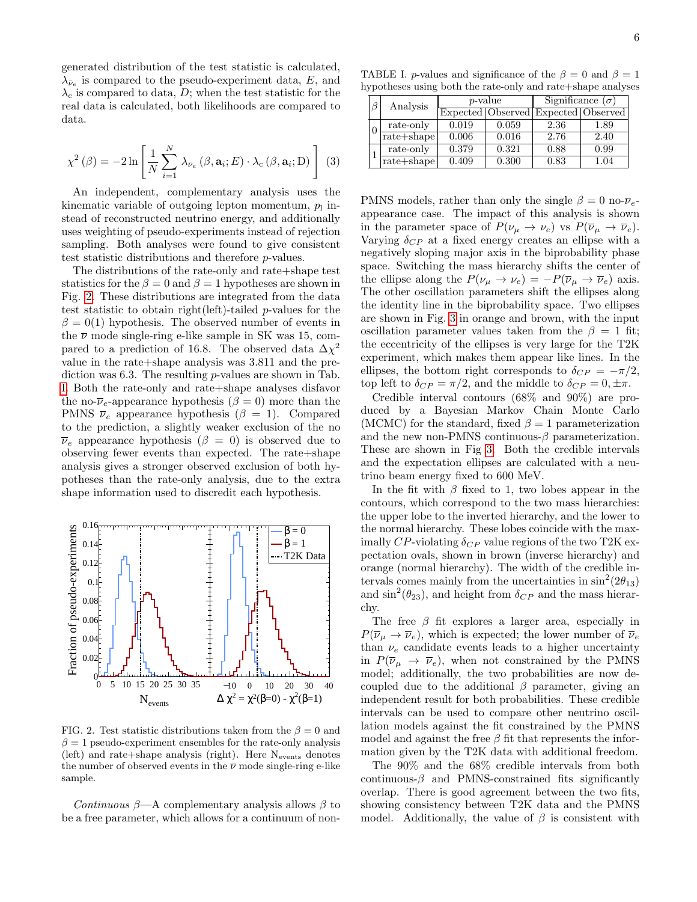generated distribution of the test statistic is calculated, $\lambda_{\bar{\nu}_e}$ is compared to the pseudo-experiment data, $E$, and $\lambda_c$ is compared to data, $D$; when the test statistic for the real data is calculated, both likelihoods are compared to data.

$$\chi^2(\beta) = -2\ln\left[\frac{1}{N}\sum_{i=1}^{N}\lambda_{\bar{\nu}_e}(\beta, \mathbf{a}_i; E)\cdot\lambda_c(\beta, \mathbf{a}_i; \mathrm{D})\right] \quad (3)$$

An independent, complementary analysis uses the kinematic variable of outgoing lepton momentum, $p_l$ instead of reconstructed neutrino energy, and additionally uses weighting of pseudo-experiments instead of rejection sampling. Both analyses were found to give consistent test statistic distributions and therefore $p$-values.

The distributions of the rate-only and rate+shape test statistics for the $\beta = 0$ and $\beta = 1$ hypotheses are shown in Fig. 2. These distributions are integrated from the data test statistic to obtain right(left)-tailed $p$-values for the $\beta = 0(1)$ hypothesis. The observed number of events in the $\bar{\nu}$ mode single-ring e-like sample in SK was 15, compared to a prediction of 16.8. The observed data $\Delta\chi^2$ value in the rate+shape analysis was 3.811 and the prediction was 6.3. The resulting $p$-values are shown in Tab. I. Both the rate-only and rate+shape analyses disfavor the no-$\bar{\nu}_e$-appearance hypothesis ($\beta = 0$) more than the PMNS $\bar{\nu}_e$ appearance hypothesis ($\beta = 1$). Compared to the prediction, a slightly weaker exclusion of the no $\bar{\nu}_e$ appearance hypothesis ($\beta = 0$) is observed due to observing fewer events than expected. The rate+shape analysis gives a stronger observed exclusion of both hypotheses than the rate-only analysis, due to the extra shape information used to discredit each hypothesis.

FIG. 2. Test statistic distributions taken from the $\beta = 0$ and $\beta = 1$ pseudo-experiment ensembles for the rate-only analysis (left) and rate+shape analysis (right). Here $\mathrm{N_{events}}$ denotes the number of observed events in the $\bar{\nu}$ mode single-ring e-like sample.

*Continuous* $\beta$—A complementary analysis allows $\beta$ to be a free parameter, which allows for a continuum of non-PMNS models, rather than only the single $\beta = 0$ no-$\bar{\nu}_e$-appearance case. The impact of this analysis is shown in the parameter space of $P(\nu_\mu \to \nu_e)$ vs $P(\bar{\nu}_\mu \to \bar{\nu}_e)$. Varying $\delta_{CP}$ at a fixed energy creates an ellipse with a negatively sloping major axis in the biprobability phase space. Switching the mass hierarchy shifts the center of the ellipse along the $P(\nu_\mu \to \nu_e) = -P(\bar{\nu}_\mu \to \bar{\nu}_e)$ axis. The other oscillation parameters shift the ellipses along the identity line in the biprobability space. Two ellipses are shown in Fig. 3 in orange and brown, with the input oscillation parameter values taken from the $\beta = 1$ fit; the eccentricity of the ellipses is very large for the T2K experiment, which makes them appear like lines. In the ellipses, the bottom right corresponds to $\delta_{CP} = -\pi/2$, top left to $\delta_{CP} = \pi/2$, and the middle to $\delta_{CP} = 0, \pm\pi$.

TABLE I. $p$-values and significance of the $\beta = 0$ and $\beta = 1$ hypotheses using both the rate-only and rate+shape analyses

| $\beta$ | Analysis | $p$-value | | Significance ($\sigma$) | |
|---|---|---|---|---|---|
| | | Expected | Observed | Expected | Observed |
| 0 | rate-only | 0.019 | 0.059 | 2.36 | 1.89 |
| | rate+shape | 0.006 | 0.016 | 2.76 | 2.40 |
| 1 | rate-only | 0.379 | 0.321 | 0.88 | 0.99 |
| | rate+shape | 0.409 | 0.300 | 0.83 | 1.04 |

Credible interval contours (68% and 90%) are produced by a Bayesian Markov Chain Monte Carlo (MCMC) for the standard, fixed $\beta = 1$ parameterization and the new non-PMNS continuous-$\beta$ parameterization. These are shown in Fig 3. Both the credible intervals and the expectation ellipses are calculated with a neutrino beam energy fixed to 600 MeV.

In the fit with $\beta$ fixed to 1, two lobes appear in the contours, which correspond to the two mass hierarchies: the upper lobe to the inverted hierarchy, and the lower to the normal hierarchy. These lobes coincide with the maximally $CP$-violating $\delta_{CP}$ value regions of the two T2K expectation ovals, shown in brown (inverse hierarchy) and orange (normal hierarchy). The width of the credible intervals comes mainly from the uncertainties in $\sin^2(2\theta_{13})$ and $\sin^2(\theta_{23})$, and height from $\delta_{CP}$ and the mass hierarchy.

The free $\beta$ fit explores a larger area, especially in $P(\bar{\nu}_\mu \to \bar{\nu}_e)$, which is expected; the lower number of $\bar{\nu}_e$ than $\nu_e$ candidate events leads to a higher uncertainty in $P(\bar{\nu}_\mu \to \bar{\nu}_e)$, when not constrained by the PMNS model; additionally, the two probabilities are now decoupled due to the additional $\beta$ parameter, giving an independent result for both probabilities. These credible intervals can be used to compare other neutrino oscillation models against the fit constrained by the PMNS model and against the free $\beta$ fit that represents the information given by the T2K data with additional freedom.

The 90% and the 68% credible intervals from both continuous-$\beta$ and PMNS-constrained fits significantly overlap. There is good agreement between the two fits, showing consistency between T2K data and the PMNS model. Additionally, the value of $\beta$ is consistent with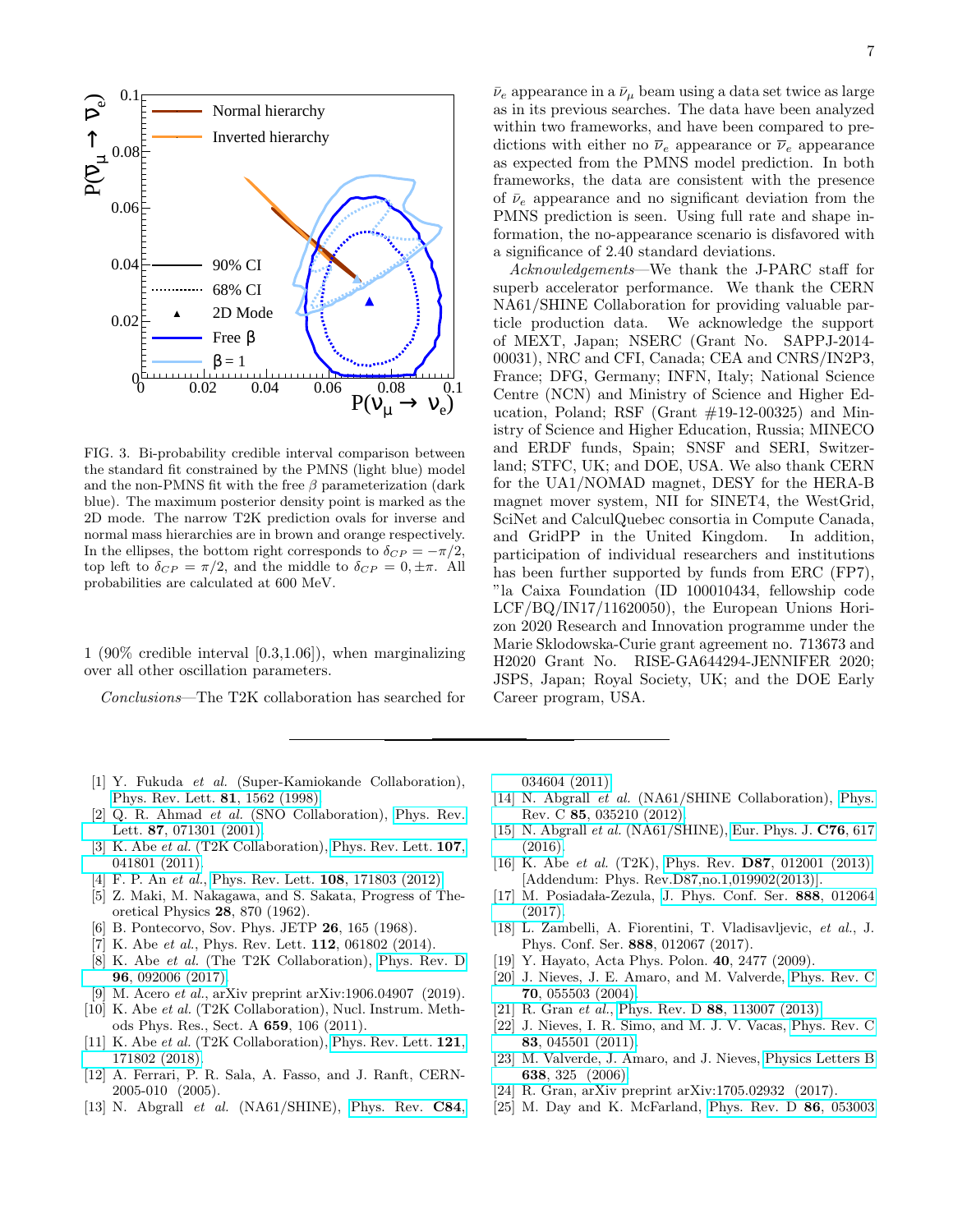FIG. 3. Bi-probability credible interval comparison between the standard fit constrained by the PMNS (light blue) model and the non-PMNS fit with the free $\beta$ parameterization (dark blue). The maximum posterior density point is marked as the 2D mode. The narrow T2K prediction ovals for inverse and normal mass hierarchies are in brown and orange respectively. In the ellipses, the bottom right corresponds to $\delta_{CP} = -\pi/2$, top left to $\delta_{CP} = \pi/2$, and the middle to $\delta_{CP} = 0, \pm\pi$. All probabilities are calculated at 600 MeV.

1 (90% credible interval [0.3,1.06]), when marginalizing over all other oscillation parameters.

*Conclusions*—The T2K collaboration has searched for $\bar{\nu}_e$ appearance in a $\bar{\nu}_\mu$ beam using a data set twice as large as in its previous searches. The data have been analyzed within two frameworks, and have been compared to predictions with either no $\bar{\nu}_e$ appearance or $\bar{\nu}_e$ appearance as expected from the PMNS model prediction. In both frameworks, the data are consistent with the presence of $\bar{\nu}_e$ appearance and no significant deviation from the PMNS prediction is seen. Using full rate and shape information, the no-appearance scenario is disfavored with a significance of 2.40 standard deviations.

*Acknowledgements*—We thank the J-PARC staff for superb accelerator performance. We thank the CERN NA61/SHINE Collaboration for providing valuable particle production data. We acknowledge the support of MEXT, Japan; NSERC (Grant No. SAPPJ-2014-00031), NRC and CFI, Canada; CEA and CNRS/IN2P3, France; DFG, Germany; INFN, Italy; National Science Centre (NCN) and Ministry of Science and Higher Education, Poland; RSF (Grant #19-12-00325) and Ministry of Science and Higher Education, Russia; MINECO and ERDF funds, Spain; SNSF and SERI, Switzerland; STFC, UK; and DOE, USA. We also thank CERN for the UA1/NOMAD magnet, DESY for the HERA-B magnet mover system, NII for SINET4, the WestGrid, SciNet and CalculQuebec consortia in Compute Canada, and GridPP in the United Kingdom. In addition, participation of individual researchers and institutions has been further supported by funds from ERC (FP7), "la Caixa Foundation (ID 100010434, fellowship code LCF/BQ/IN17/11620050), the European Unions Horizon 2020 Research and Innovation programme under the Marie Sklodowska-Curie grant agreement no. 713673 and H2020 Grant No. RISE-GA644294-JENNIFER 2020; JSPS, Japan; Royal Society, UK; and the DOE Early Career program, USA.

---

[1] Y. Fukuda *et al.* (Super-Kamiokande Collaboration), Phys. Rev. Lett. **81**, 1562 (1998).

[2] Q. R. Ahmad *et al.* (SNO Collaboration), Phys. Rev. Lett. **87**, 071301 (2001).

[3] K. Abe *et al.* (T2K Collaboration), Phys. Rev. Lett. **107**, 041801 (2011).

[4] F. P. An *et al.*, Phys. Rev. Lett. **108**, 171803 (2012).

[5] Z. Maki, M. Nakagawa, and S. Sakata, Progress of Theoretical Physics **28**, 870 (1962).

[6] B. Pontecorvo, Sov. Phys. JETP **26**, 165 (1968).

[7] K. Abe *et al.*, Phys. Rev. Lett. **112**, 061802 (2014).

[8] K. Abe *et al.* (The T2K Collaboration), Phys. Rev. D **96**, 092006 (2017).

[9] M. Acero *et al.*, arXiv preprint arXiv:1906.04907 (2019).

[10] K. Abe *et al.* (T2K Collaboration), Nucl. Instrum. Methods Phys. Res., Sect. A **659**, 106 (2011).

[11] K. Abe *et al.* (T2K Collaboration), Phys. Rev. Lett. **121**, 171802 (2018).

[12] A. Ferrari, P. R. Sala, A. Fasso, and J. Ranft, CERN-2005-010 (2005).

[13] N. Abgrall *et al.* (NA61/SHINE), Phys. Rev. **C84**, 034604 (2011).

[14] N. Abgrall *et al.* (NA61/SHINE Collaboration), Phys. Rev. C **85**, 035210 (2012).

[15] N. Abgrall *et al.* (NA61/SHINE), Eur. Phys. J. **C76**, 617 (2016).

[16] K. Abe *et al.* (T2K), Phys. Rev. **D87**, 012001 (2013), [Addendum: Phys. Rev.D87,no.1,019902(2013)].

[17] M. Posiadała-Zezula, J. Phys. Conf. Ser. **888**, 012064 (2017).

[18] L. Zambelli, A. Fiorentini, T. Vladisavljevic, *et al.*, J. Phys. Conf. Ser. **888**, 012067 (2017).

[19] Y. Hayato, Acta Phys. Polon. **40**, 2477 (2009).

[20] J. Nieves, J. E. Amaro, and M. Valverde, Phys. Rev. C **70**, 055503 (2004).

[21] R. Gran *et al.*, Phys. Rev. D **88**, 113007 (2013).

[22] J. Nieves, I. R. Simo, and M. J. V. Vacas, Phys. Rev. C **83**, 045501 (2011).

[23] M. Valverde, J. Amaro, and J. Nieves, Physics Letters B **638**, 325 (2006).

[24] R. Gran, arXiv preprint arXiv:1705.02932 (2017).

[25] M. Day and K. McFarland, Phys. Rev. D **86**, 053003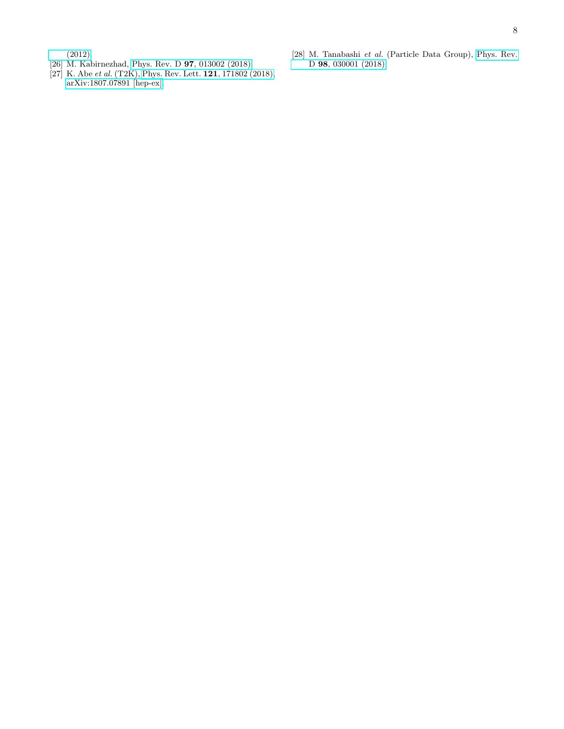(2012).

[26] M. Kabirnezhad, Phys. Rev. D **97**, 013002 (2018).

[27] K. Abe *et al.* (T2K), Phys. Rev. Lett. **121**, 171802 (2018), arXiv:1807.07891 [hep-ex].

[28] M. Tanabashi *et al.* (Particle Data Group), Phys. Rev. D **98**, 030001 (2018).